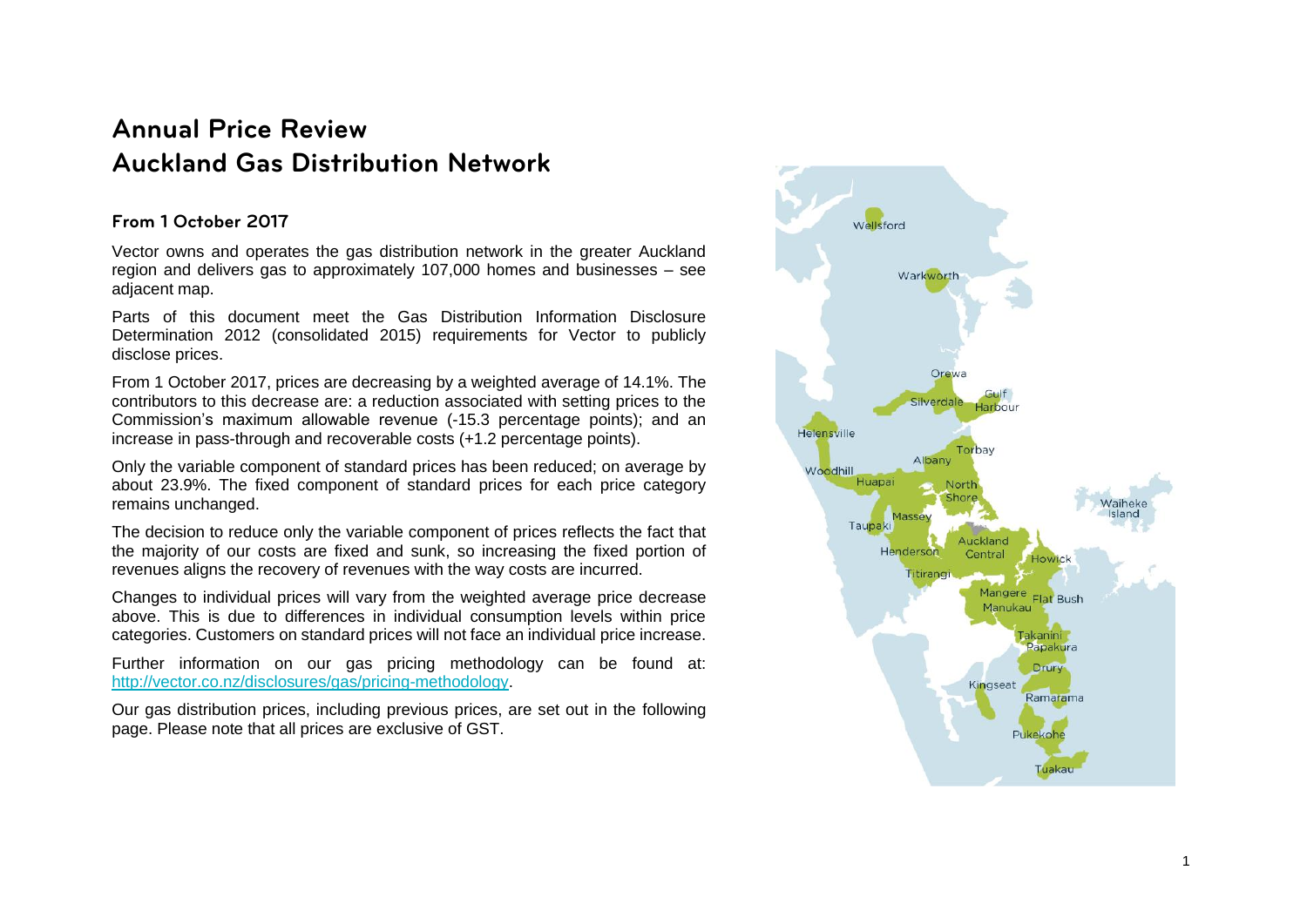# Annual Price Review
# Auckland Gas Distribution Network

### From 1 October 2017

Vector owns and operates the gas distribution network in the greater Auckland region and delivers gas to approximately 107,000 homes and businesses – see adjacent map.

Parts of this document meet the Gas Distribution Information Disclosure Determination 2012 (consolidated 2015) requirements for Vector to publicly disclose prices.

From 1 October 2017, prices are decreasing by a weighted average of 14.1%. The contributors to this decrease are: a reduction associated with setting prices to the Commission's maximum allowable revenue (-15.3 percentage points); and an increase in pass-through and recoverable costs (+1.2 percentage points).

Only the variable component of standard prices has been reduced; on average by about 23.9%. The fixed component of standard prices for each price category remains unchanged.

The decision to reduce only the variable component of prices reflects the fact that the majority of our costs are fixed and sunk, so increasing the fixed portion of revenues aligns the recovery of revenues with the way costs are incurred.

Changes to individual prices will vary from the weighted average price decrease above. This is due to differences in individual consumption levels within price categories. Customers on standard prices will not face an individual price increase.

Further information on our gas pricing methodology can be found at: [http://vector.co.nz/disclosures/gas/pricing-methodology](http://vector.co.nz/disclosures/gas/pricing-methodology).

Our gas distribution prices, including previous prices, are set out in the following page. Please note that all prices are exclusive of GST.

Wellsford
Warkworth
Orewa
Silverdale
Gulf Harbour
Helensville
Torbay
Albany
Woodhill
Huapai
North Shore
Waiheke Island
Massey
Taupaki
Auckland Central
Henderson
Howick
Titirangi
Mangere
Flat Bush
Manukau
Takanini
Papakura
Drury
Kingseat
Ramarama
Pukekohe
Tuakau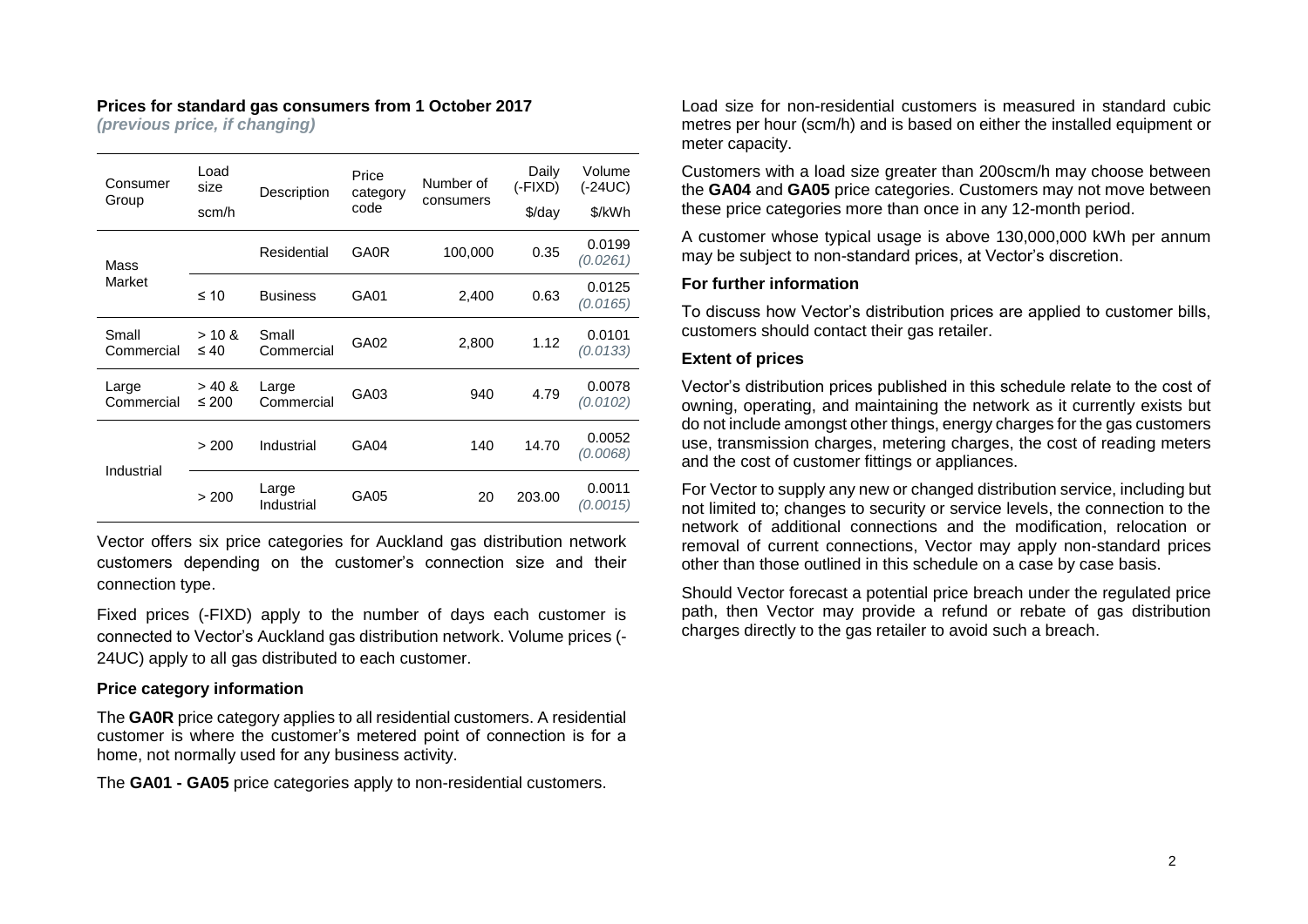**Prices for standard gas consumers from 1 October 2017**
***(previous price, if changing)***

| Consumer Group | Load size scm/h | Description | Price category code | Number of consumers | Daily (-FIXD) $/day | Volume (-24UC) $/kWh |
|---|---|---|---|---|---|---|
| Mass Market | | Residential | GA0R | 100,000 | 0.35 | 0.0199 *(0.0261)* |
| | ≤ 10 | Business | GA01 | 2,400 | 0.63 | 0.0125 *(0.0165)* |
| Small Commercial | > 10 & ≤ 40 | Small Commercial | GA02 | 2,800 | 1.12 | 0.0101 *(0.0133)* |
| Large Commercial | > 40 & ≤ 200 | Large Commercial | GA03 | 940 | 4.79 | 0.0078 *(0.0102)* |
| Industrial | > 200 | Industrial | GA04 | 140 | 14.70 | 0.0052 *(0.0068)* |
| | > 200 | Large Industrial | GA05 | 20 | 203.00 | 0.0011 *(0.0015)* |

Vector offers six price categories for Auckland gas distribution network customers depending on the customer's connection size and their connection type.

Fixed prices (-FIXD) apply to the number of days each customer is connected to Vector's Auckland gas distribution network. Volume prices (-24UC) apply to all gas distributed to each customer.

**Price category information**

The **GA0R** price category applies to all residential customers. A residential customer is where the customer's metered point of connection is for a home, not normally used for any business activity.

The **GA01 - GA05** price categories apply to non-residential customers.

Load size for non-residential customers is measured in standard cubic metres per hour (scm/h) and is based on either the installed equipment or meter capacity.

Customers with a load size greater than 200scm/h may choose between the **GA04** and **GA05** price categories. Customers may not move between these price categories more than once in any 12-month period.

A customer whose typical usage is above 130,000,000 kWh per annum may be subject to non-standard prices, at Vector's discretion.

**For further information**

To discuss how Vector's distribution prices are applied to customer bills, customers should contact their gas retailer.

**Extent of prices**

Vector's distribution prices published in this schedule relate to the cost of owning, operating, and maintaining the network as it currently exists but do not include amongst other things, energy charges for the gas customers use, transmission charges, metering charges, the cost of reading meters and the cost of customer fittings or appliances.

For Vector to supply any new or changed distribution service, including but not limited to; changes to security or service levels, the connection to the network of additional connections and the modification, relocation or removal of current connections, Vector may apply non-standard prices other than those outlined in this schedule on a case by case basis.

Should Vector forecast a potential price breach under the regulated price path, then Vector may provide a refund or rebate of gas distribution charges directly to the gas retailer to avoid such a breach.